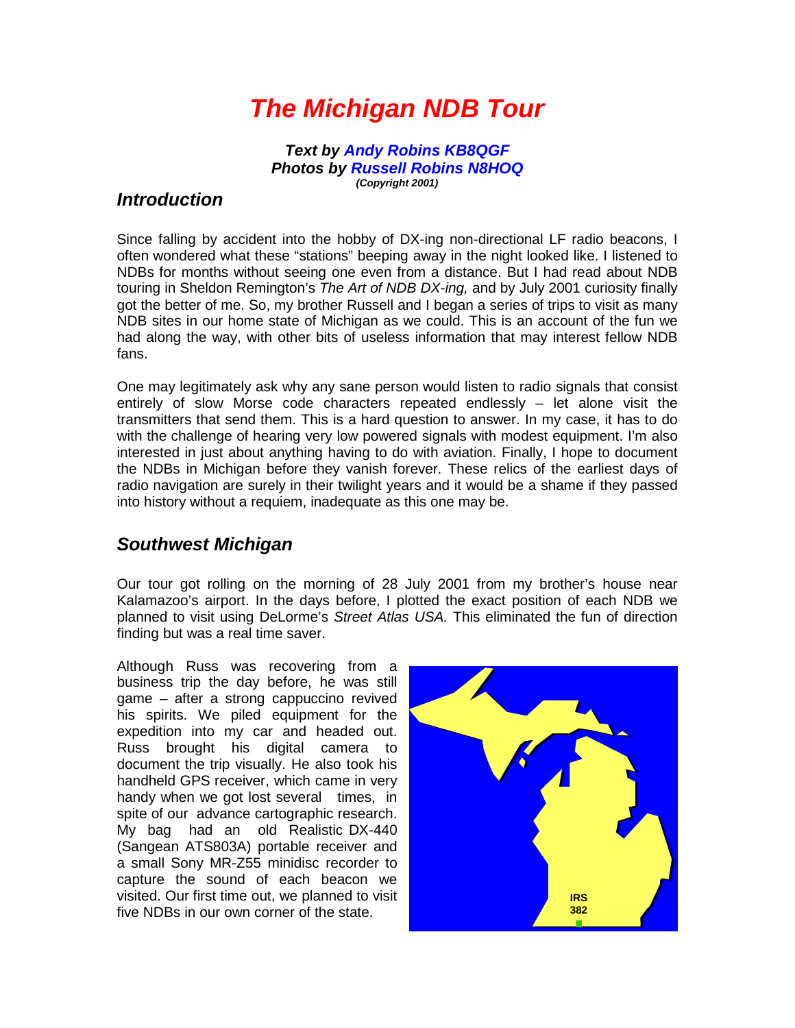# *The Michigan NDB Tour*

***Text by Andy Robins KB8QGF***
***Photos by Russell Robins N8HOQ***
***(Copyright 2001)***

## *Introduction*

Since falling by accident into the hobby of DX-ing non-directional LF radio beacons, I often wondered what these "stations" beeping away in the night looked like. I listened to NDBs for months without seeing one even from a distance. But I had read about NDB touring in Sheldon Remington's *The Art of NDB DX-ing,* and by July 2001 curiosity finally got the better of me. So, my brother Russell and I began a series of trips to visit as many NDB sites in our home state of Michigan as we could. This is an account of the fun we had along the way, with other bits of useless information that may interest fellow NDB fans.

One may legitimately ask why any sane person would listen to radio signals that consist entirely of slow Morse code characters repeated endlessly – let alone visit the transmitters that send them. This is a hard question to answer. In my case, it has to do with the challenge of hearing very low powered signals with modest equipment. I'm also interested in just about anything having to do with aviation. Finally, I hope to document the NDBs in Michigan before they vanish forever. These relics of the earliest days of radio navigation are surely in their twilight years and it would be a shame if they passed into history without a requiem, inadequate as this one may be.

## *Southwest Michigan*

Our tour got rolling on the morning of 28 July 2001 from my brother's house near Kalamazoo's airport. In the days before, I plotted the exact position of each NDB we planned to visit using DeLorme's *Street Atlas USA.* This eliminated the fun of direction finding but was a real time saver.

Although Russ was recovering from a business trip the day before, he was still game – after a strong cappuccino revived his spirits. We piled equipment for the expedition into my car and headed out. Russ brought his digital camera to document the trip visually. He also took his handheld GPS receiver, which came in very handy when we got lost several times, in spite of our advance cartographic research. My bag had an old Realistic DX-440 (Sangean ATS803A) portable receiver and a small Sony MR-Z55 minidisc recorder to capture the sound of each beacon we visited. Our first time out, we planned to visit five NDBs in our own corner of the state.

IRS
382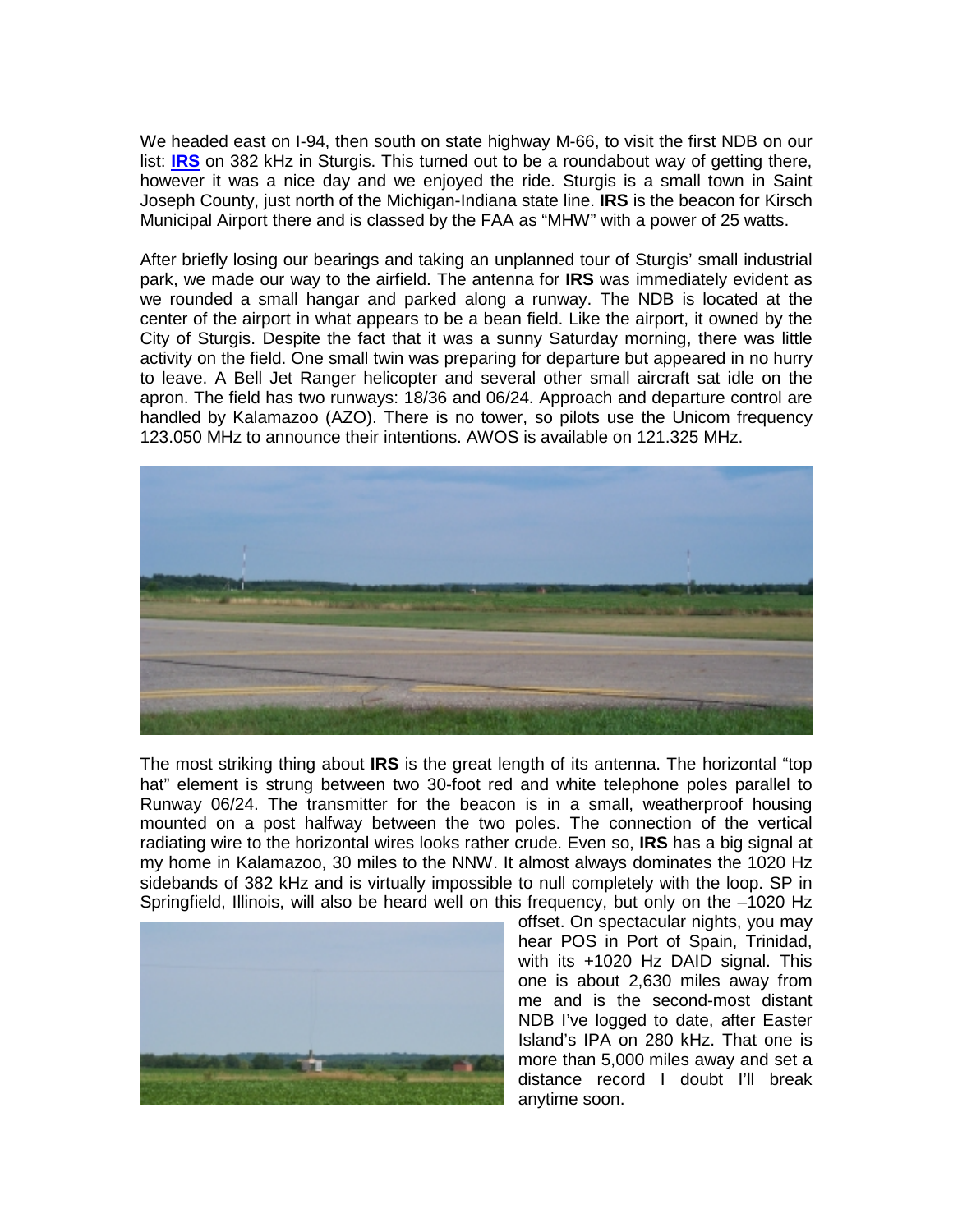We headed east on I-94, then south on state highway M-66, to visit the first NDB on our list: **IRS** on 382 kHz in Sturgis. This turned out to be a roundabout way of getting there, however it was a nice day and we enjoyed the ride. Sturgis is a small town in Saint Joseph County, just north of the Michigan-Indiana state line. **IRS** is the beacon for Kirsch Municipal Airport there and is classed by the FAA as "MHW" with a power of 25 watts.

After briefly losing our bearings and taking an unplanned tour of Sturgis' small industrial park, we made our way to the airfield. The antenna for **IRS** was immediately evident as we rounded a small hangar and parked along a runway. The NDB is located at the center of the airport in what appears to be a bean field. Like the airport, it owned by the City of Sturgis. Despite the fact that it was a sunny Saturday morning, there was little activity on the field. One small twin was preparing for departure but appeared in no hurry to leave. A Bell Jet Ranger helicopter and several other small aircraft sat idle on the apron. The field has two runways: 18/36 and 06/24. Approach and departure control are handled by Kalamazoo (AZO). There is no tower, so pilots use the Unicom frequency 123.050 MHz to announce their intentions. AWOS is available on 121.325 MHz.

The most striking thing about **IRS** is the great length of its antenna. The horizontal "top hat" element is strung between two 30-foot red and white telephone poles parallel to Runway 06/24. The transmitter for the beacon is in a small, weatherproof housing mounted on a post halfway between the two poles. The connection of the vertical radiating wire to the horizontal wires looks rather crude. Even so, **IRS** has a big signal at my home in Kalamazoo, 30 miles to the NNW. It almost always dominates the 1020 Hz sidebands of 382 kHz and is virtually impossible to null completely with the loop. SP in Springfield, Illinois, will also be heard well on this frequency, but only on the –1020 Hz offset. On spectacular nights, you may hear POS in Port of Spain, Trinidad, with its +1020 Hz DAID signal. This one is about 2,630 miles away from me and is the second-most distant NDB I've logged to date, after Easter Island's IPA on 280 kHz. That one is more than 5,000 miles away and set a distance record I doubt I'll break anytime soon.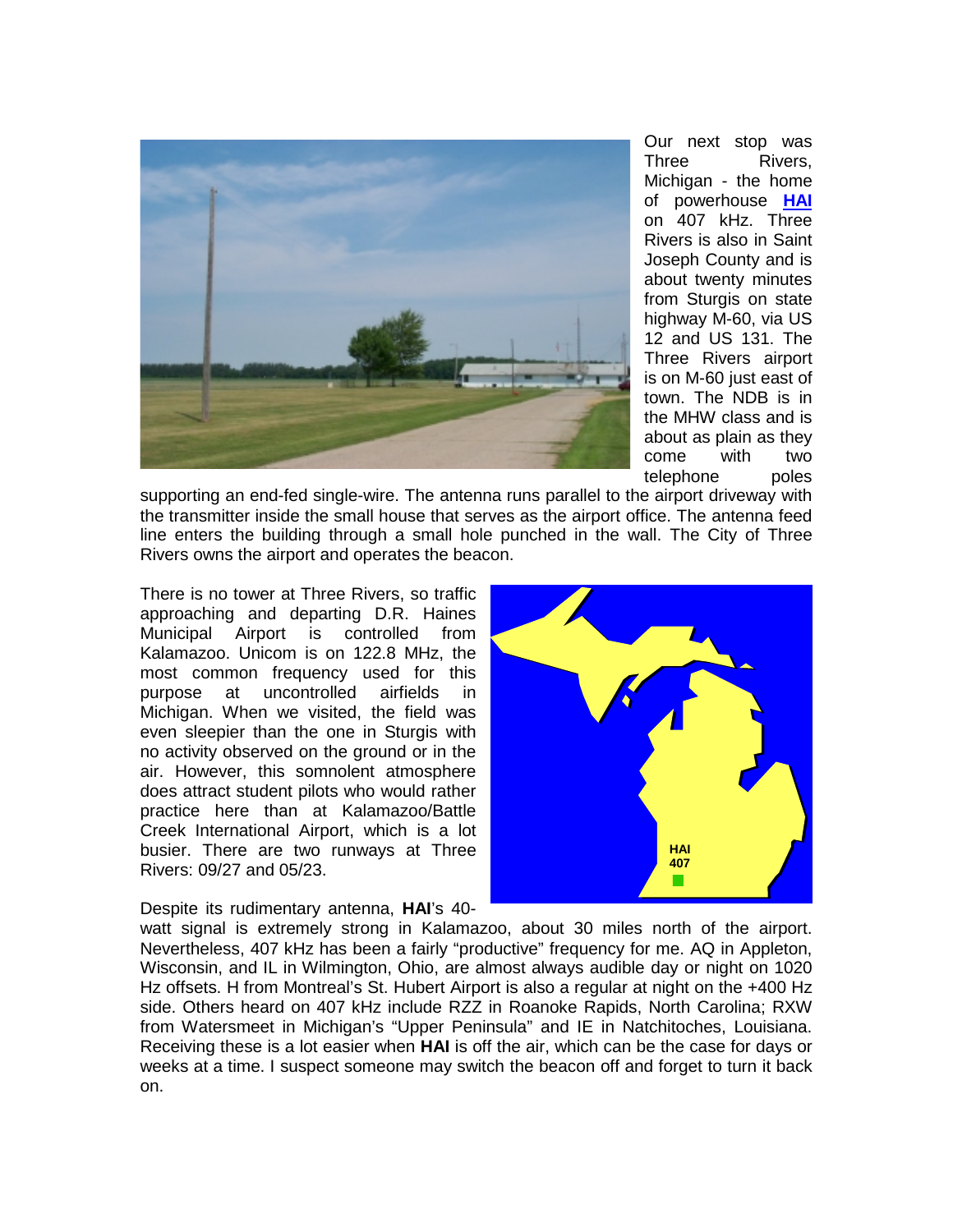Our next stop was Three Rivers, Michigan - the home of powerhouse **HAI** on 407 kHz. Three Rivers is also in Saint Joseph County and is about twenty minutes from Sturgis on state highway M-60, via US 12 and US 131. The Three Rivers airport is on M-60 just east of town. The NDB is in the MHW class and is about as plain as they come with two telephone poles supporting an end-fed single-wire. The antenna runs parallel to the airport driveway with the transmitter inside the small house that serves as the airport office. The antenna feed line enters the building through a small hole punched in the wall. The City of Three Rivers owns the airport and operates the beacon.

There is no tower at Three Rivers, so traffic approaching and departing D.R. Haines Municipal Airport is controlled from Kalamazoo. Unicom is on 122.8 MHz, the most common frequency used for this purpose at uncontrolled airfields in Michigan. When we visited, the field was even sleepier than the one in Sturgis with no activity observed on the ground or in the air. However, this somnolent atmosphere does attract student pilots who would rather practice here than at Kalamazoo/Battle Creek International Airport, which is a lot busier. There are two runways at Three Rivers: 09/27 and 05/23.

Despite its rudimentary antenna, **HAI**'s 40-watt signal is extremely strong in Kalamazoo, about 30 miles north of the airport. Nevertheless, 407 kHz has been a fairly "productive" frequency for me. AQ in Appleton, Wisconsin, and IL in Wilmington, Ohio, are almost always audible day or night on 1020 Hz offsets. H from Montreal's St. Hubert Airport is also a regular at night on the +400 Hz side. Others heard on 407 kHz include RZZ in Roanoke Rapids, North Carolina; RXW from Watersmeet in Michigan's "Upper Peninsula" and IE in Natchitoches, Louisiana. Receiving these is a lot easier when **HAI** is off the air, which can be the case for days or weeks at a time. I suspect someone may switch the beacon off and forget to turn it back on.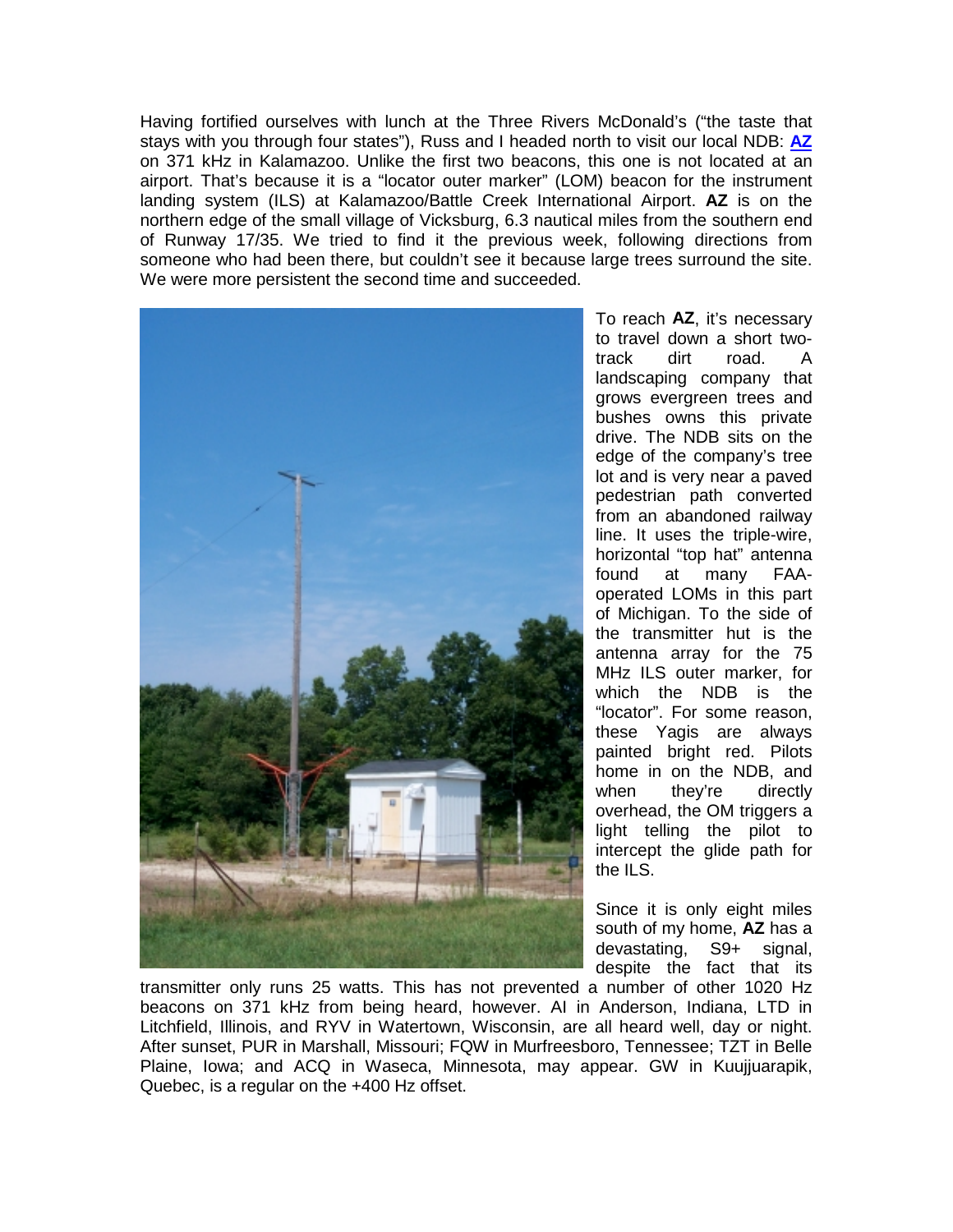Having fortified ourselves with lunch at the Three Rivers McDonald's ("the taste that stays with you through four states"), Russ and I headed north to visit our local NDB: **AZ** on 371 kHz in Kalamazoo. Unlike the first two beacons, this one is not located at an airport. That's because it is a "locator outer marker" (LOM) beacon for the instrument landing system (ILS) at Kalamazoo/Battle Creek International Airport. **AZ** is on the northern edge of the small village of Vicksburg, 6.3 nautical miles from the southern end of Runway 17/35. We tried to find it the previous week, following directions from someone who had been there, but couldn't see it because large trees surround the site. We were more persistent the second time and succeeded.

To reach **AZ**, it's necessary to travel down a short two-track dirt road. A landscaping company that grows evergreen trees and bushes owns this private drive. The NDB sits on the edge of the company's tree lot and is very near a paved pedestrian path converted from an abandoned railway line. It uses the triple-wire, horizontal "top hat" antenna found at many FAA-operated LOMs in this part of Michigan. To the side of the transmitter hut is the antenna array for the 75 MHz ILS outer marker, for which the NDB is the "locator". For some reason, these Yagis are always painted bright red. Pilots home in on the NDB, and when they're directly overhead, the OM triggers a light telling the pilot to intercept the glide path for the ILS.

Since it is only eight miles south of my home, **AZ** has a devastating, S9+ signal, despite the fact that its transmitter only runs 25 watts. This has not prevented a number of other 1020 Hz beacons on 371 kHz from being heard, however. AI in Anderson, Indiana, LTD in Litchfield, Illinois, and RYV in Watertown, Wisconsin, are all heard well, day or night. After sunset, PUR in Marshall, Missouri; FQW in Murfreesboro, Tennessee; TZT in Belle Plaine, Iowa; and ACQ in Waseca, Minnesota, may appear. GW in Kuujjuarapik, Quebec, is a regular on the +400 Hz offset.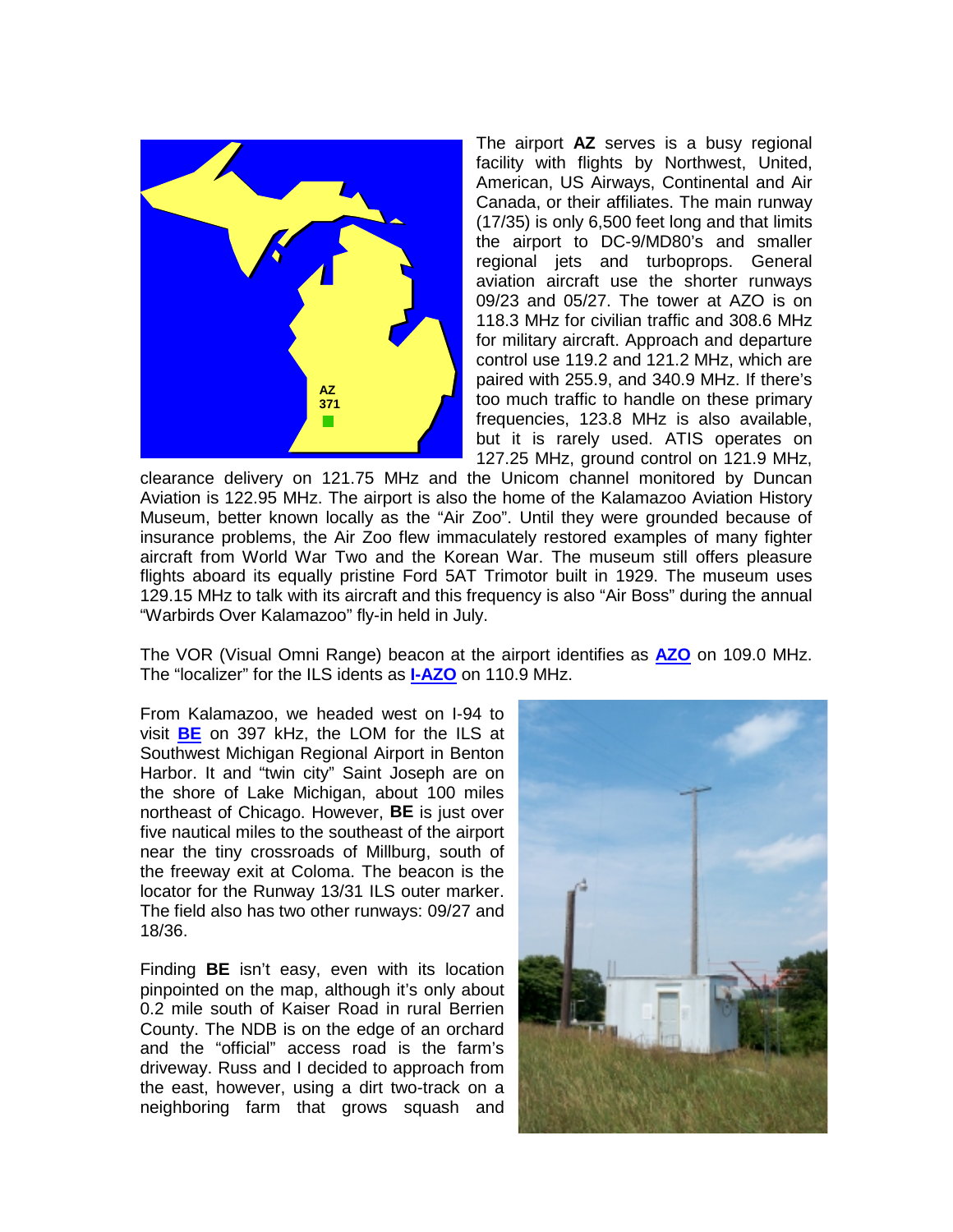The airport **AZ** serves is a busy regional facility with flights by Northwest, United, American, US Airways, Continental and Air Canada, or their affiliates. The main runway (17/35) is only 6,500 feet long and that limits the airport to DC-9/MD80's and smaller regional jets and turboprops. General aviation aircraft use the shorter runways 09/23 and 05/27. The tower at AZO is on 118.3 MHz for civilian traffic and 308.6 MHz for military aircraft. Approach and departure control use 119.2 and 121.2 MHz, which are paired with 255.9, and 340.9 MHz. If there's too much traffic to handle on these primary frequencies, 123.8 MHz is also available, but it is rarely used. ATIS operates on 127.25 MHz, ground control on 121.9 MHz, clearance delivery on 121.75 MHz and the Unicom channel monitored by Duncan Aviation is 122.95 MHz. The airport is also the home of the Kalamazoo Aviation History Museum, better known locally as the "Air Zoo". Until they were grounded because of insurance problems, the Air Zoo flew immaculately restored examples of many fighter aircraft from World War Two and the Korean War. The museum still offers pleasure flights aboard its equally pristine Ford 5AT Trimotor built in 1929. The museum uses 129.15 MHz to talk with its aircraft and this frequency is also "Air Boss" during the annual "Warbirds Over Kalamazoo" fly-in held in July.

The VOR (Visual Omni Range) beacon at the airport identifies as **AZO** on 109.0 MHz. The "localizer" for the ILS idents as **I-AZO** on 110.9 MHz.

From Kalamazoo, we headed west on I-94 to visit **BE** on 397 kHz, the LOM for the ILS at Southwest Michigan Regional Airport in Benton Harbor. It and "twin city" Saint Joseph are on the shore of Lake Michigan, about 100 miles northeast of Chicago. However, **BE** is just over five nautical miles to the southeast of the airport near the tiny crossroads of Millburg, south of the freeway exit at Coloma. The beacon is the locator for the Runway 13/31 ILS outer marker. The field also has two other runways: 09/27 and 18/36.

Finding **BE** isn't easy, even with its location pinpointed on the map, although it's only about 0.2 mile south of Kaiser Road in rural Berrien County. The NDB is on the edge of an orchard and the "official" access road is the farm's driveway. Russ and I decided to approach from the east, however, using a dirt two-track on a neighboring farm that grows squash and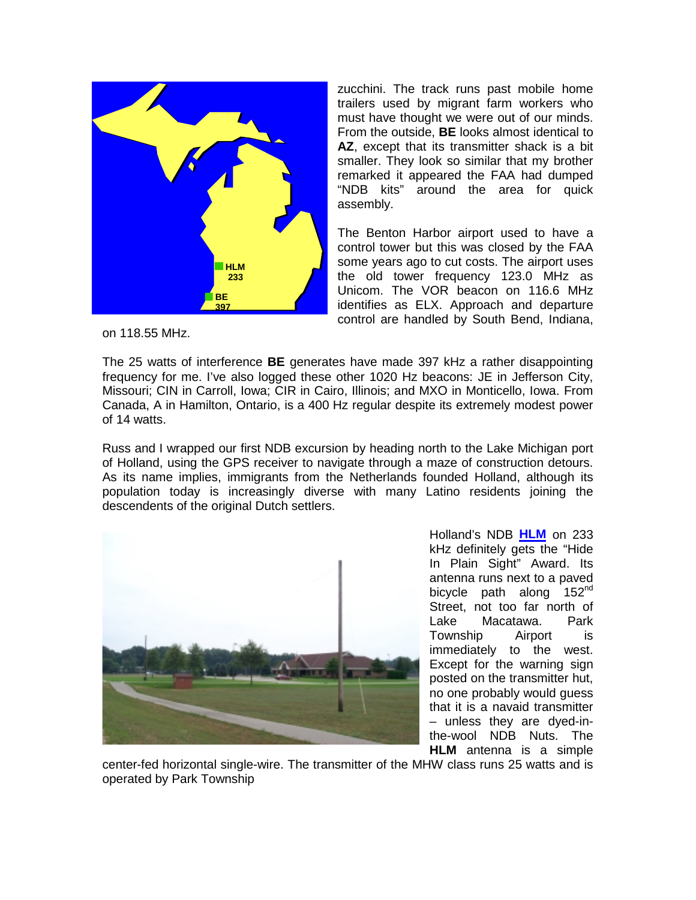zucchini. The track runs past mobile home trailers used by migrant farm workers who must have thought we were out of our minds. From the outside, **BE** looks almost identical to **AZ**, except that its transmitter shack is a bit smaller. They look so similar that my brother remarked it appeared the FAA had dumped "NDB kits" around the area for quick assembly.

The Benton Harbor airport used to have a control tower but this was closed by the FAA some years ago to cut costs. The airport uses the old tower frequency 123.0 MHz as Unicom. The VOR beacon on 116.6 MHz identifies as ELX. Approach and departure control are handled by South Bend, Indiana, on 118.55 MHz.

The 25 watts of interference **BE** generates have made 397 kHz a rather disappointing frequency for me. I've also logged these other 1020 Hz beacons: JE in Jefferson City, Missouri; CIN in Carroll, Iowa; CIR in Cairo, Illinois; and MXO in Monticello, Iowa. From Canada, A in Hamilton, Ontario, is a 400 Hz regular despite its extremely modest power of 14 watts.

Russ and I wrapped our first NDB excursion by heading north to the Lake Michigan port of Holland, using the GPS receiver to navigate through a maze of construction detours. As its name implies, immigrants from the Netherlands founded Holland, although its population today is increasingly diverse with many Latino residents joining the descendents of the original Dutch settlers.

Holland's NDB **HLM** on 233 kHz definitely gets the "Hide In Plain Sight" Award. Its antenna runs next to a paved bicycle path along 152nd Street, not too far north of Lake Macatawa. Park Township Airport is immediately to the west. Except for the warning sign posted on the transmitter hut, no one probably would guess that it is a navaid transmitter – unless they are dyed-in-the-wool NDB Nuts. The **HLM** antenna is a simple center-fed horizontal single-wire. The transmitter of the MHW class runs 25 watts and is operated by Park Township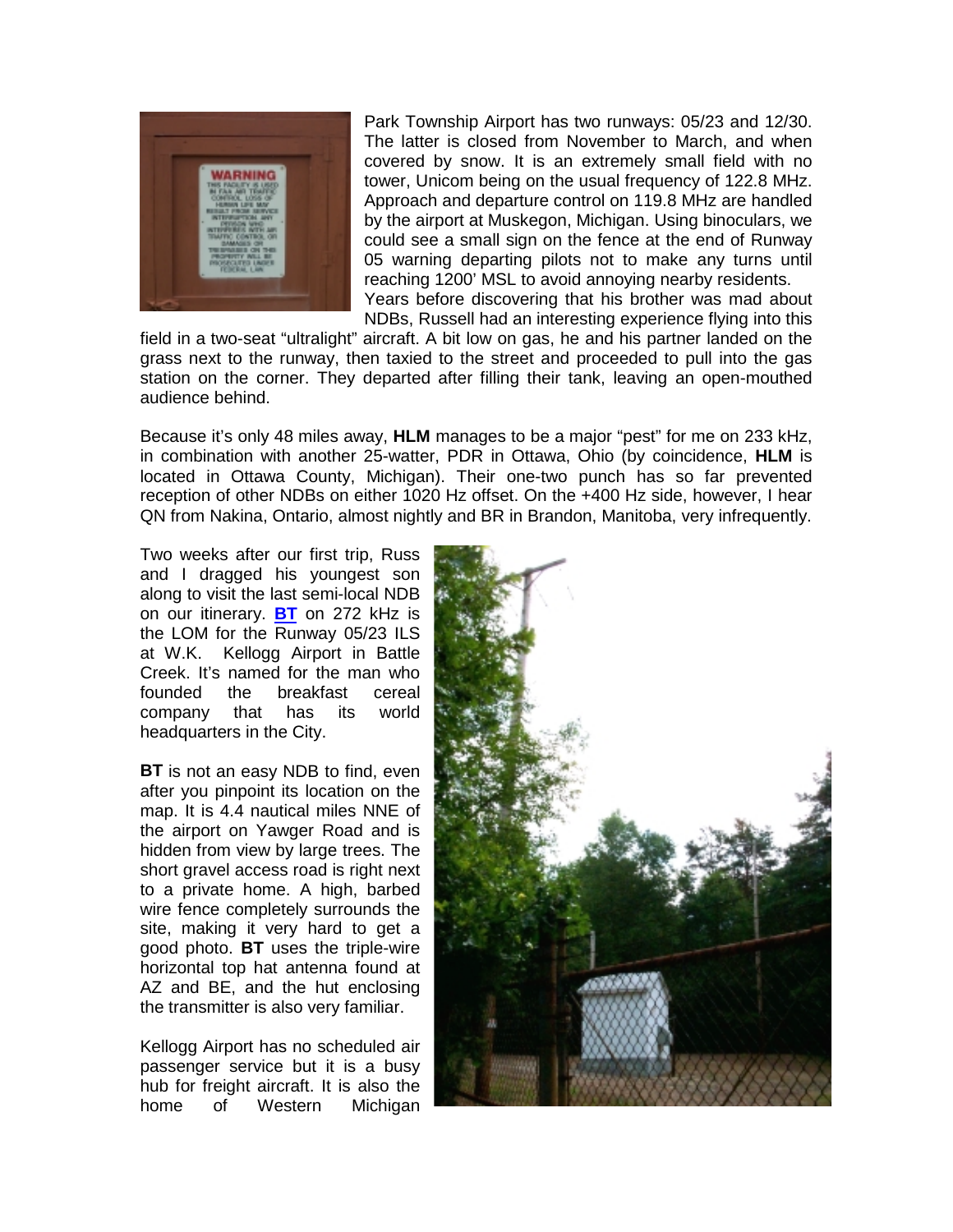Park Township Airport has two runways: 05/23 and 12/30. The latter is closed from November to March, and when covered by snow. It is an extremely small field with no tower, Unicom being on the usual frequency of 122.8 MHz. Approach and departure control on 119.8 MHz are handled by the airport at Muskegon, Michigan. Using binoculars, we could see a small sign on the fence at the end of Runway 05 warning departing pilots not to make any turns until reaching 1200' MSL to avoid annoying nearby residents.

Years before discovering that his brother was mad about NDBs, Russell had an interesting experience flying into this field in a two-seat "ultralight" aircraft. A bit low on gas, he and his partner landed on the grass next to the runway, then taxied to the street and proceeded to pull into the gas station on the corner. They departed after filling their tank, leaving an open-mouthed audience behind.

Because it's only 48 miles away, **HLM** manages to be a major "pest" for me on 233 kHz, in combination with another 25-watter, PDR in Ottawa, Ohio (by coincidence, **HLM** is located in Ottawa County, Michigan). Their one-two punch has so far prevented reception of other NDBs on either 1020 Hz offset. On the +400 Hz side, however, I hear QN from Nakina, Ontario, almost nightly and BR in Brandon, Manitoba, very infrequently.

Two weeks after our first trip, Russ and I dragged his youngest son along to visit the last semi-local NDB on our itinerary. **BT** on 272 kHz is the LOM for the Runway 05/23 ILS at W.K. Kellogg Airport in Battle Creek. It's named for the man who founded the breakfast cereal company that has its world headquarters in the City.

**BT** is not an easy NDB to find, even after you pinpoint its location on the map. It is 4.4 nautical miles NNE of the airport on Yawger Road and is hidden from view by large trees. The short gravel access road is right next to a private home. A high, barbed wire fence completely surrounds the site, making it very hard to get a good photo. **BT** uses the triple-wire horizontal top hat antenna found at AZ and BE, and the hut enclosing the transmitter is also very familiar.

Kellogg Airport has no scheduled air passenger service but it is a busy hub for freight aircraft. It is also the home of Western Michigan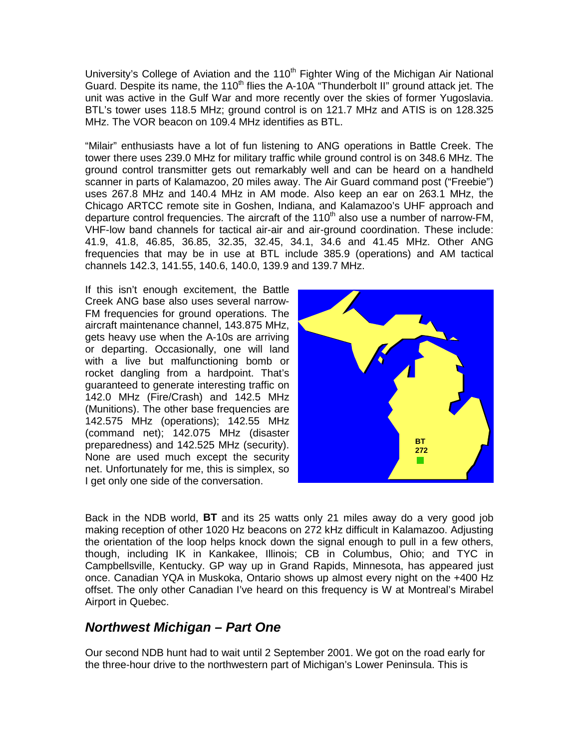University's College of Aviation and the 110th Fighter Wing of the Michigan Air National Guard. Despite its name, the 110th flies the A-10A "Thunderbolt II" ground attack jet. The unit was active in the Gulf War and more recently over the skies of former Yugoslavia. BTL's tower uses 118.5 MHz; ground control is on 121.7 MHz and ATIS is on 128.325 MHz. The VOR beacon on 109.4 MHz identifies as BTL.

"Milair" enthusiasts have a lot of fun listening to ANG operations in Battle Creek. The tower there uses 239.0 MHz for military traffic while ground control is on 348.6 MHz. The ground control transmitter gets out remarkably well and can be heard on a handheld scanner in parts of Kalamazoo, 20 miles away. The Air Guard command post ("Freebie") uses 267.8 MHz and 140.4 MHz in AM mode. Also keep an ear on 263.1 MHz, the Chicago ARTCC remote site in Goshen, Indiana, and Kalamazoo's UHF approach and departure control frequencies. The aircraft of the 110th also use a number of narrow-FM, VHF-low band channels for tactical air-air and air-ground coordination. These include: 41.9, 41.8, 46.85, 36.85, 32.35, 32.45, 34.1, 34.6 and 41.45 MHz. Other ANG frequencies that may be in use at BTL include 385.9 (operations) and AM tactical channels 142.3, 141.55, 140.6, 140.0, 139.9 and 139.7 MHz.

If this isn't enough excitement, the Battle Creek ANG base also uses several narrow-FM frequencies for ground operations. The aircraft maintenance channel, 143.875 MHz, gets heavy use when the A-10s are arriving or departing. Occasionally, one will land with a live but malfunctioning bomb or rocket dangling from a hardpoint. That's guaranteed to generate interesting traffic on 142.0 MHz (Fire/Crash) and 142.5 MHz (Munitions). The other base frequencies are 142.575 MHz (operations); 142.55 MHz (command net); 142.075 MHz (disaster preparedness) and 142.525 MHz (security). None are used much except the security net. Unfortunately for me, this is simplex, so I get only one side of the conversation.

BT
272

Back in the NDB world, **BT** and its 25 watts only 21 miles away do a very good job making reception of other 1020 Hz beacons on 272 kHz difficult in Kalamazoo. Adjusting the orientation of the loop helps knock down the signal enough to pull in a few others, though, including IK in Kankakee, Illinois; CB in Columbus, Ohio; and TYC in Campbellsville, Kentucky. GP way up in Grand Rapids, Minnesota, has appeared just once. Canadian YQA in Muskoka, Ontario shows up almost every night on the +400 Hz offset. The only other Canadian I've heard on this frequency is W at Montreal's Mirabel Airport in Quebec.

## *Northwest Michigan – Part One*

Our second NDB hunt had to wait until 2 September 2001. We got on the road early for the three-hour drive to the northwestern part of Michigan's Lower Peninsula. This is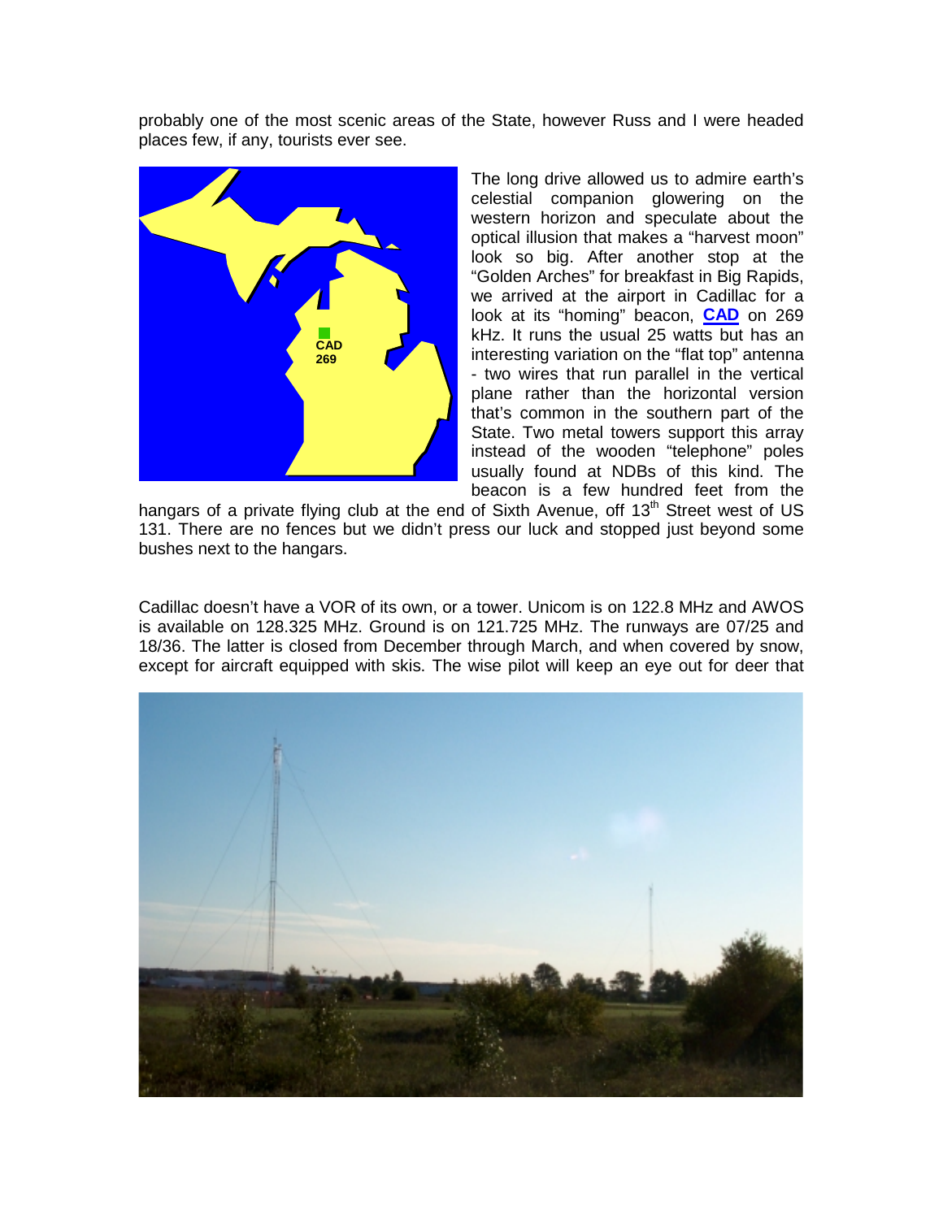probably one of the most scenic areas of the State, however Russ and I were headed places few, if any, tourists ever see.

The long drive allowed us to admire earth's celestial companion glowering on the western horizon and speculate about the optical illusion that makes a "harvest moon" look so big. After another stop at the "Golden Arches" for breakfast in Big Rapids, we arrived at the airport in Cadillac for a look at its "homing" beacon, **CAD** on 269 kHz. It runs the usual 25 watts but has an interesting variation on the "flat top" antenna - two wires that run parallel in the vertical plane rather than the horizontal version that's common in the southern part of the State. Two metal towers support this array instead of the wooden "telephone" poles usually found at NDBs of this kind. The beacon is a few hundred feet from the hangars of a private flying club at the end of Sixth Avenue, off 13th Street west of US 131. There are no fences but we didn't press our luck and stopped just beyond some bushes next to the hangars.

Cadillac doesn't have a VOR of its own, or a tower. Unicom is on 122.8 MHz and AWOS is available on 128.325 MHz. Ground is on 121.725 MHz. The runways are 07/25 and 18/36. The latter is closed from December through March, and when covered by snow, except for aircraft equipped with skis. The wise pilot will keep an eye out for deer that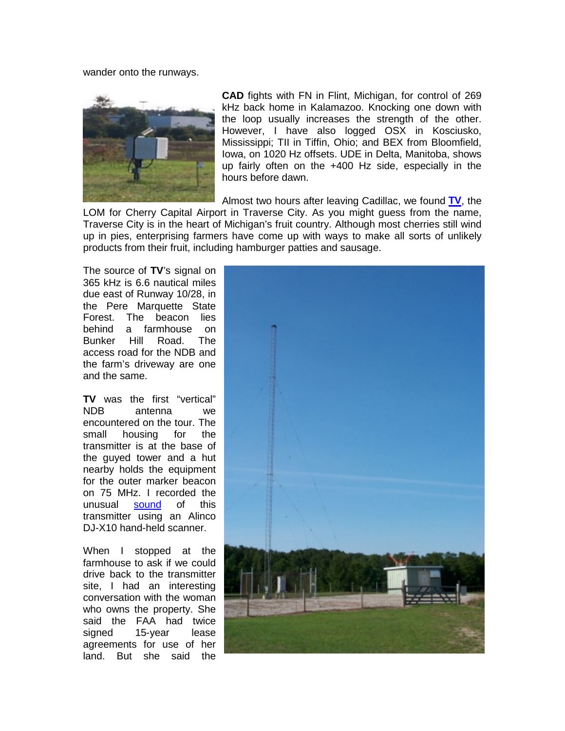wander onto the runways.

**CAD** fights with FN in Flint, Michigan, for control of 269 kHz back home in Kalamazoo. Knocking one down with the loop usually increases the strength of the other. However, I have also logged OSX in Kosciusko, Mississippi; TII in Tiffin, Ohio; and BEX from Bloomfield, Iowa, on 1020 Hz offsets. UDE in Delta, Manitoba, shows up fairly often on the +400 Hz side, especially in the hours before dawn.

Almost two hours after leaving Cadillac, we found **TV**, the LOM for Cherry Capital Airport in Traverse City. As you might guess from the name, Traverse City is in the heart of Michigan's fruit country. Although most cherries still wind up in pies, enterprising farmers have come up with ways to make all sorts of unlikely products from their fruit, including hamburger patties and sausage.

The source of **TV**'s signal on 365 kHz is 6.6 nautical miles due east of Runway 10/28, in the Pere Marquette State Forest. The beacon lies behind a farmhouse on Bunker Hill Road. The access road for the NDB and the farm's driveway are one and the same.

**TV** was the first "vertical" NDB antenna we encountered on the tour. The small housing for the transmitter is at the base of the guyed tower and a hut nearby holds the equipment for the outer marker beacon on 75 MHz. I recorded the unusual sound of this transmitter using an Alinco DJ-X10 hand-held scanner.

When I stopped at the farmhouse to ask if we could drive back to the transmitter site, I had an interesting conversation with the woman who owns the property. She said the FAA had twice signed 15-year lease agreements for use of her land. But she said the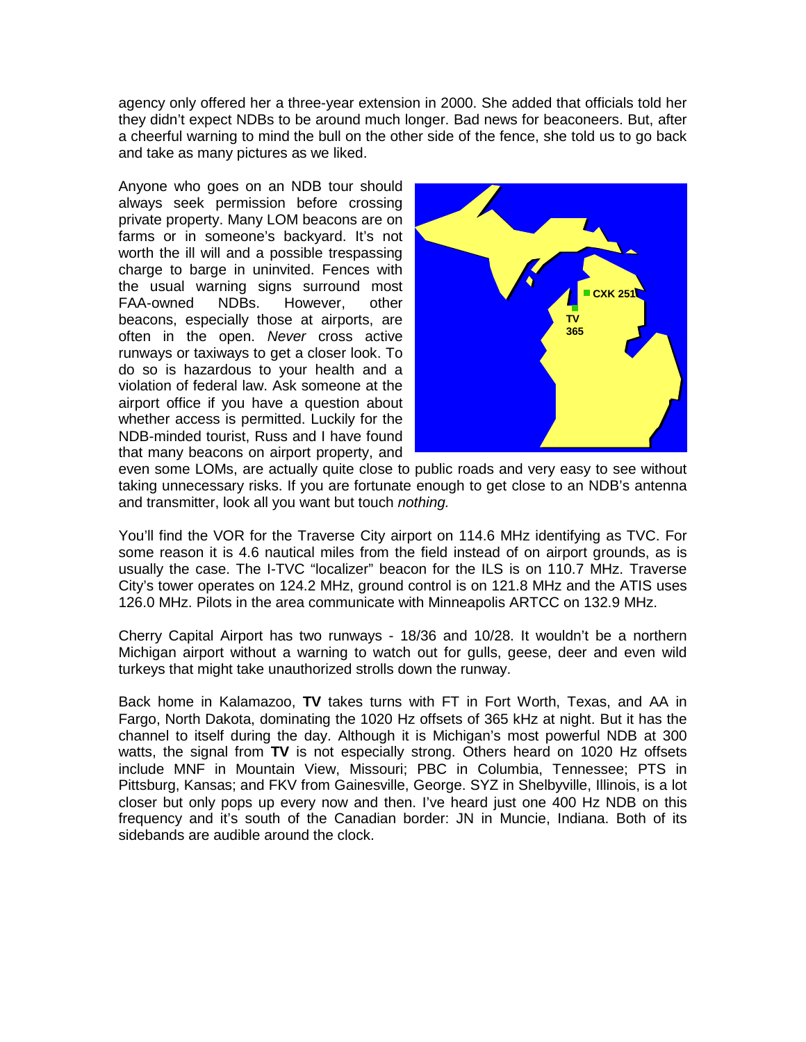agency only offered her a three-year extension in 2000. She added that officials told her they didn't expect NDBs to be around much longer. Bad news for beaconeers. But, after a cheerful warning to mind the bull on the other side of the fence, she told us to go back and take as many pictures as we liked.

Anyone who goes on an NDB tour should always seek permission before crossing private property. Many LOM beacons are on farms or in someone's backyard. It's not worth the ill will and a possible trespassing charge to barge in uninvited. Fences with the usual warning signs surround most FAA-owned NDBs. However, other beacons, especially those at airports, are often in the open. *Never* cross active runways or taxiways to get a closer look. To do so is hazardous to your health and a violation of federal law. Ask someone at the airport office if you have a question about whether access is permitted. Luckily for the NDB-minded tourist, Russ and I have found that many beacons on airport property, and even some LOMs, are actually quite close to public roads and very easy to see without taking unnecessary risks. If you are fortunate enough to get close to an NDB's antenna and transmitter, look all you want but touch *nothing.*

You'll find the VOR for the Traverse City airport on 114.6 MHz identifying as TVC. For some reason it is 4.6 nautical miles from the field instead of on airport grounds, as is usually the case. The I-TVC "localizer" beacon for the ILS is on 110.7 MHz. Traverse City's tower operates on 124.2 MHz, ground control is on 121.8 MHz and the ATIS uses 126.0 MHz. Pilots in the area communicate with Minneapolis ARTCC on 132.9 MHz.

Cherry Capital Airport has two runways - 18/36 and 10/28. It wouldn't be a northern Michigan airport without a warning to watch out for gulls, geese, deer and even wild turkeys that might take unauthorized strolls down the runway.

Back home in Kalamazoo, **TV** takes turns with FT in Fort Worth, Texas, and AA in Fargo, North Dakota, dominating the 1020 Hz offsets of 365 kHz at night. But it has the channel to itself during the day. Although it is Michigan's most powerful NDB at 300 watts, the signal from **TV** is not especially strong. Others heard on 1020 Hz offsets include MNF in Mountain View, Missouri; PBC in Columbia, Tennessee; PTS in Pittsburg, Kansas; and FKV from Gainesville, George. SYZ in Shelbyville, Illinois, is a lot closer but only pops up every now and then. I've heard just one 400 Hz NDB on this frequency and it's south of the Canadian border: JN in Muncie, Indiana. Both of its sidebands are audible around the clock.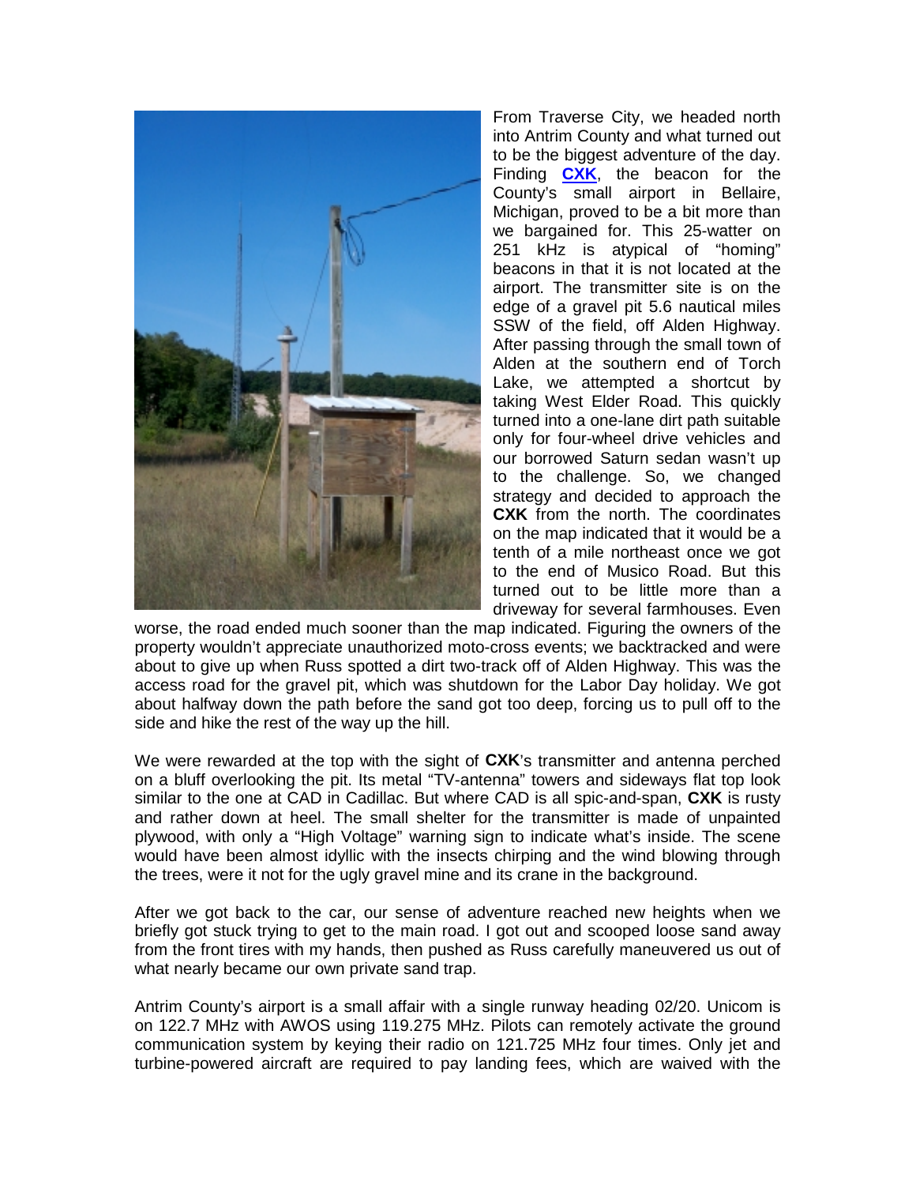From Traverse City, we headed north into Antrim County and what turned out to be the biggest adventure of the day. Finding **CXK**, the beacon for the County's small airport in Bellaire, Michigan, proved to be a bit more than we bargained for. This 25-watter on 251 kHz is atypical of "homing" beacons in that it is not located at the airport. The transmitter site is on the edge of a gravel pit 5.6 nautical miles SSW of the field, off Alden Highway. After passing through the small town of Alden at the southern end of Torch Lake, we attempted a shortcut by taking West Elder Road. This quickly turned into a one-lane dirt path suitable only for four-wheel drive vehicles and our borrowed Saturn sedan wasn't up to the challenge. So, we changed strategy and decided to approach the **CXK** from the north. The coordinates on the map indicated that it would be a tenth of a mile northeast once we got to the end of Musico Road. But this turned out to be little more than a driveway for several farmhouses. Even worse, the road ended much sooner than the map indicated. Figuring the owners of the property wouldn't appreciate unauthorized moto-cross events; we backtracked and were about to give up when Russ spotted a dirt two-track off of Alden Highway. This was the access road for the gravel pit, which was shutdown for the Labor Day holiday. We got about halfway down the path before the sand got too deep, forcing us to pull off to the side and hike the rest of the way up the hill.

We were rewarded at the top with the sight of **CXK**'s transmitter and antenna perched on a bluff overlooking the pit. Its metal "TV-antenna" towers and sideways flat top look similar to the one at CAD in Cadillac. But where CAD is all spic-and-span, **CXK** is rusty and rather down at heel. The small shelter for the transmitter is made of unpainted plywood, with only a "High Voltage" warning sign to indicate what's inside. The scene would have been almost idyllic with the insects chirping and the wind blowing through the trees, were it not for the ugly gravel mine and its crane in the background.

After we got back to the car, our sense of adventure reached new heights when we briefly got stuck trying to get to the main road. I got out and scooped loose sand away from the front tires with my hands, then pushed as Russ carefully maneuvered us out of what nearly became our own private sand trap.

Antrim County's airport is a small affair with a single runway heading 02/20. Unicom is on 122.7 MHz with AWOS using 119.275 MHz. Pilots can remotely activate the ground communication system by keying their radio on 121.725 MHz four times. Only jet and turbine-powered aircraft are required to pay landing fees, which are waived with the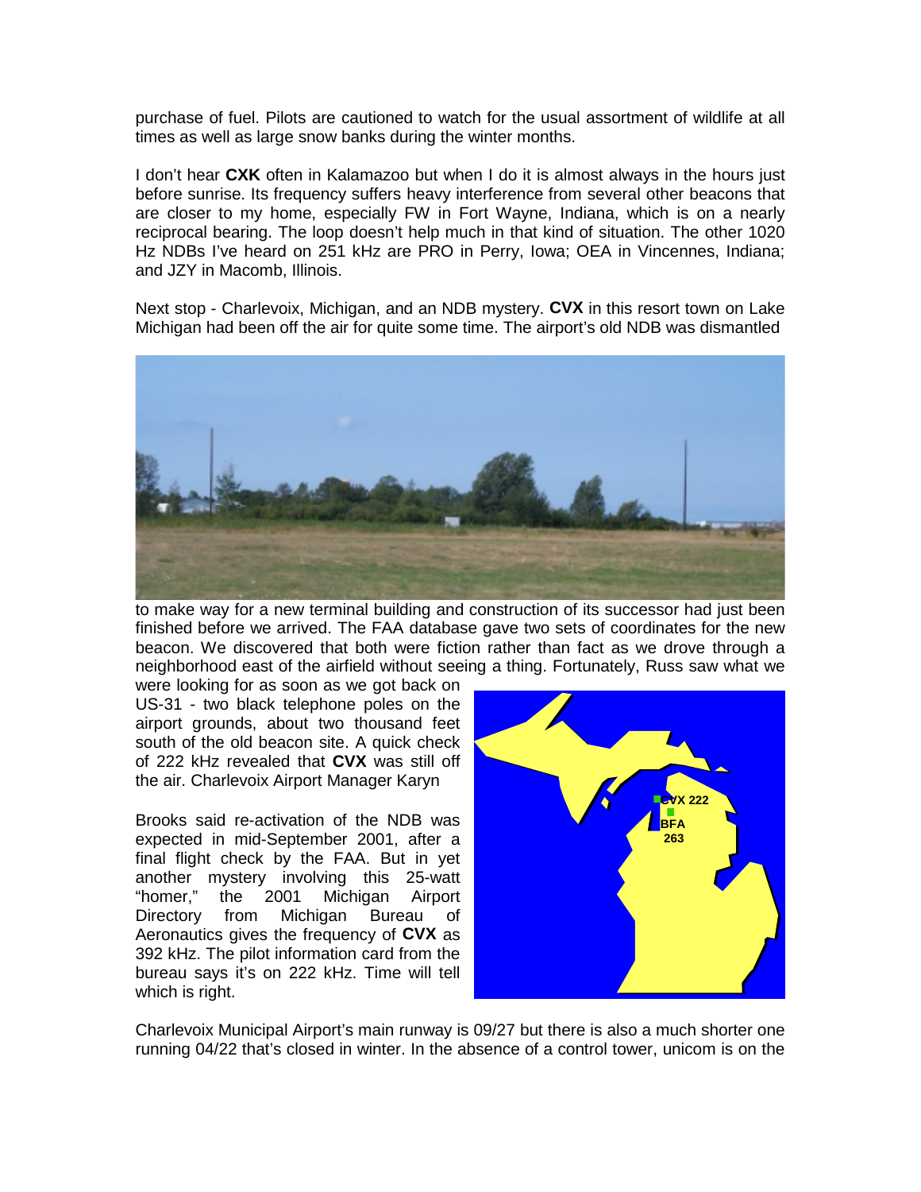purchase of fuel. Pilots are cautioned to watch for the usual assortment of wildlife at all times as well as large snow banks during the winter months.

I don't hear **CXK** often in Kalamazoo but when I do it is almost always in the hours just before sunrise. Its frequency suffers heavy interference from several other beacons that are closer to my home, especially FW in Fort Wayne, Indiana, which is on a nearly reciprocal bearing. The loop doesn't help much in that kind of situation. The other 1020 Hz NDBs I've heard on 251 kHz are PRO in Perry, Iowa; OEA in Vincennes, Indiana; and JZY in Macomb, Illinois.

Next stop - Charlevoix, Michigan, and an NDB mystery. **CVX** in this resort town on Lake Michigan had been off the air for quite some time. The airport's old NDB was dismantled to make way for a new terminal building and construction of its successor had just been finished before we arrived. The FAA database gave two sets of coordinates for the new beacon. We discovered that both were fiction rather than fact as we drove through a neighborhood east of the airfield without seeing a thing. Fortunately, Russ saw what we were looking for as soon as we got back on US-31 - two black telephone poles on the airport grounds, about two thousand feet south of the old beacon site. A quick check of 222 kHz revealed that **CVX** was still off the air. Charlevoix Airport Manager Karyn Brooks said re-activation of the NDB was expected in mid-September 2001, after a final flight check by the FAA. But in yet another mystery involving this 25-watt "homer," the 2001 Michigan Airport Directory from Michigan Bureau of Aeronautics gives the frequency of **CVX** as 392 kHz. The pilot information card from the bureau says it's on 222 kHz. Time will tell which is right.

Charlevoix Municipal Airport's main runway is 09/27 but there is also a much shorter one running 04/22 that's closed in winter. In the absence of a control tower, unicom is on the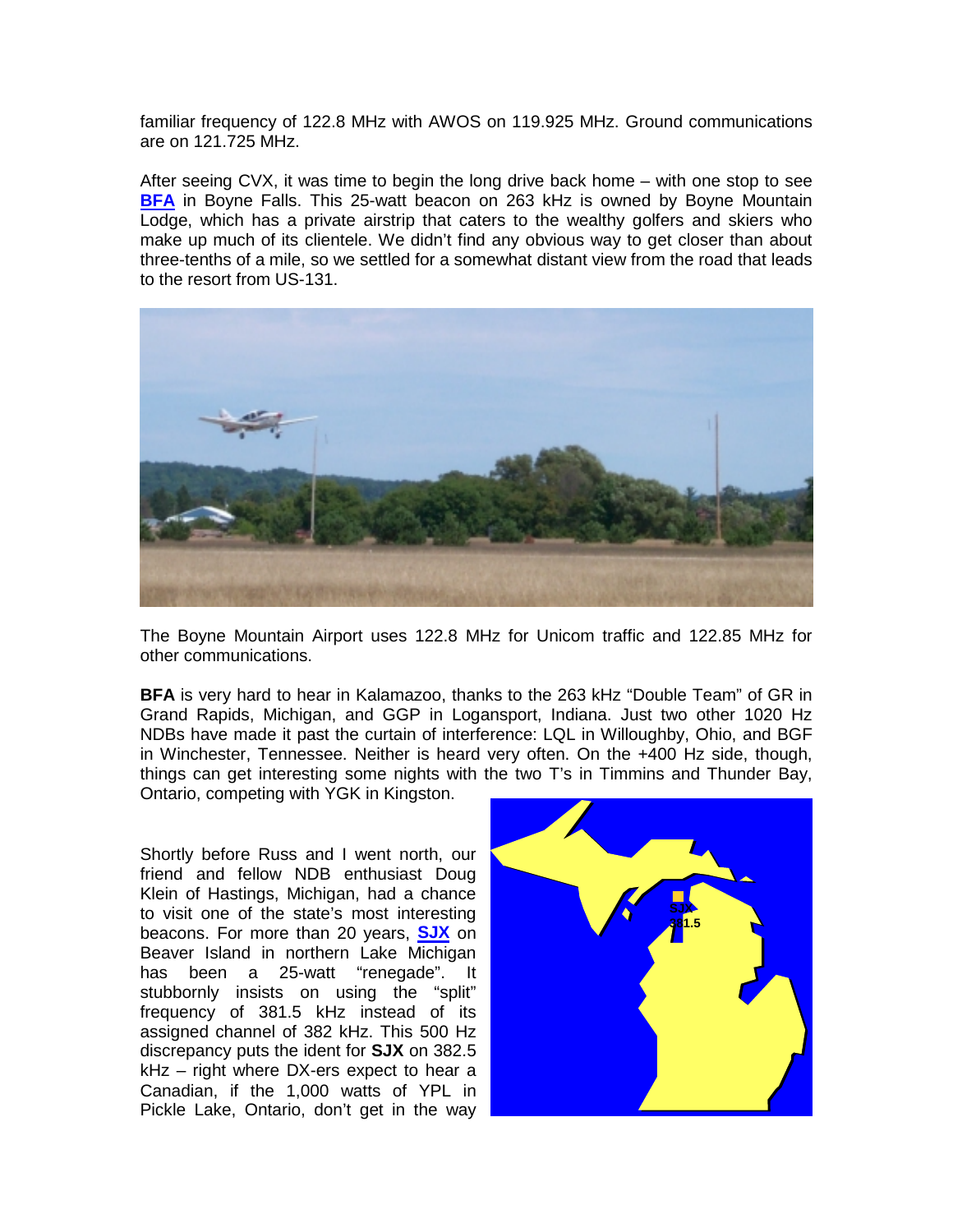familiar frequency of 122.8 MHz with AWOS on 119.925 MHz. Ground communications are on 121.725 MHz.

After seeing CVX, it was time to begin the long drive back home – with one stop to see **BFA** in Boyne Falls. This 25-watt beacon on 263 kHz is owned by Boyne Mountain Lodge, which has a private airstrip that caters to the wealthy golfers and skiers who make up much of its clientele. We didn't find any obvious way to get closer than about three-tenths of a mile, so we settled for a somewhat distant view from the road that leads to the resort from US-131.

The Boyne Mountain Airport uses 122.8 MHz for Unicom traffic and 122.85 MHz for other communications.

**BFA** is very hard to hear in Kalamazoo, thanks to the 263 kHz "Double Team" of GR in Grand Rapids, Michigan, and GGP in Logansport, Indiana. Just two other 1020 Hz NDBs have made it past the curtain of interference: LQL in Willoughby, Ohio, and BGF in Winchester, Tennessee. Neither is heard very often. On the +400 Hz side, though, things can get interesting some nights with the two T's in Timmins and Thunder Bay, Ontario, competing with YGK in Kingston.

Shortly before Russ and I went north, our friend and fellow NDB enthusiast Doug Klein of Hastings, Michigan, had a chance to visit one of the state's most interesting beacons. For more than 20 years, **SJX** on Beaver Island in northern Lake Michigan has been a 25-watt "renegade". It stubbornly insists on using the "split" frequency of 381.5 kHz instead of its assigned channel of 382 kHz. This 500 Hz discrepancy puts the ident for **SJX** on 382.5 kHz – right where DX-ers expect to hear a Canadian, if the 1,000 watts of YPL in Pickle Lake, Ontario, don't get in the way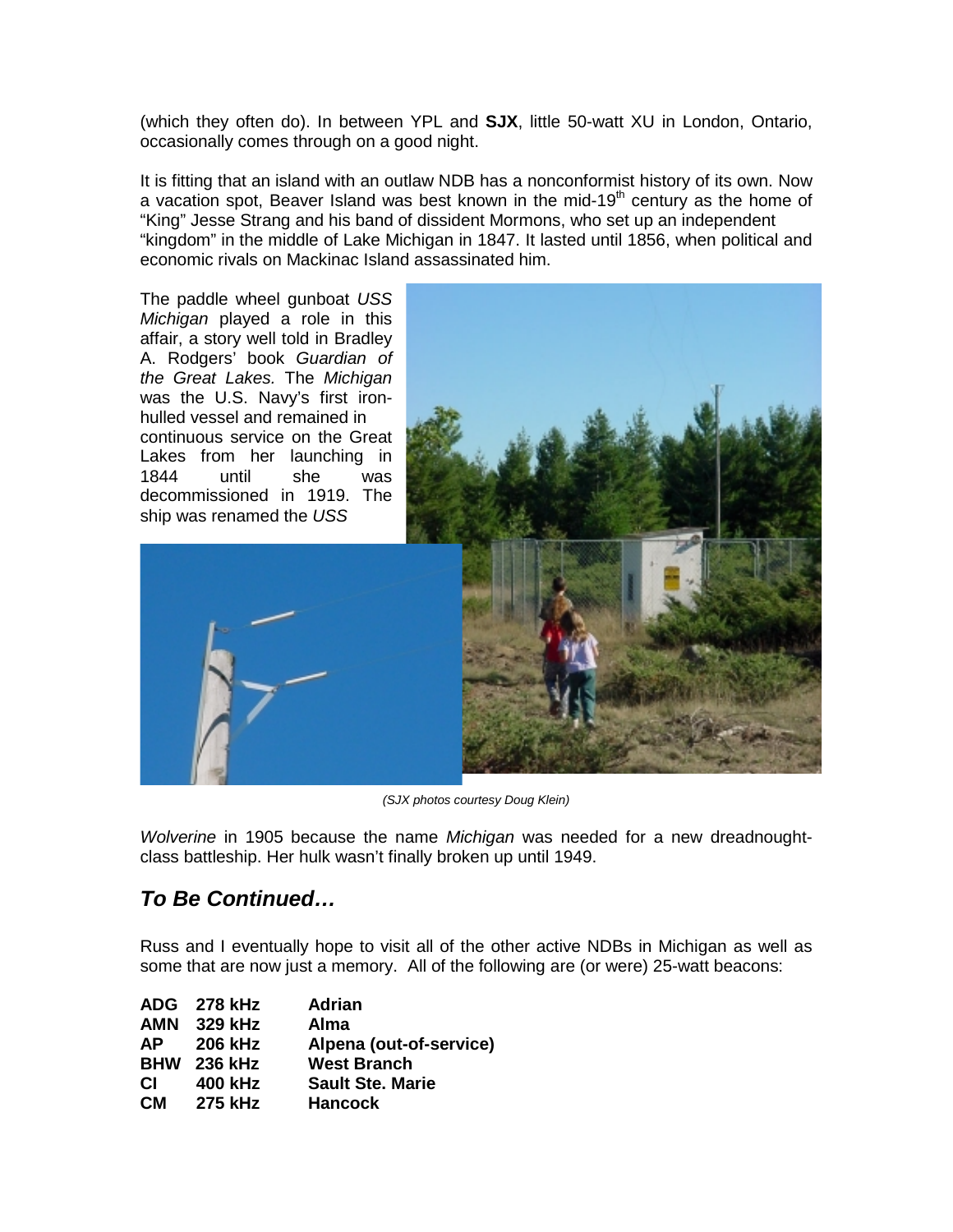(which they often do). In between YPL and **SJX**, little 50-watt XU in London, Ontario, occasionally comes through on a good night.

It is fitting that an island with an outlaw NDB has a nonconformist history of its own. Now a vacation spot, Beaver Island was best known in the mid-19th century as the home of "King" Jesse Strang and his band of dissident Mormons, who set up an independent "kingdom" in the middle of Lake Michigan in 1847. It lasted until 1856, when political and economic rivals on Mackinac Island assassinated him.

The paddle wheel gunboat *USS Michigan* played a role in this affair, a story well told in Bradley A. Rodgers' book *Guardian of the Great Lakes*. The *Michigan* was the U.S. Navy's first iron-hulled vessel and remained in continuous service on the Great Lakes from her launching in 1844 until she was decommissioned in 1919. The ship was renamed the *USS Wolverine* in 1905 because the name *Michigan* was needed for a new dreadnought-class battleship. Her hulk wasn't finally broken up until 1949.

*(SJX photos courtesy Doug Klein)*

## *To Be Continued…*

Russ and I eventually hope to visit all of the other active NDBs in Michigan as well as some that are now just a memory. All of the following are (or were) 25-watt beacons:

| | | |
|---|---|---|
| **ADG** | **278 kHz** | **Adrian** |
| **AMN** | **329 kHz** | **Alma** |
| **AP** | **206 kHz** | **Alpena (out-of-service)** |
| **BHW** | **236 kHz** | **West Branch** |
| **CI** | **400 kHz** | **Sault Ste. Marie** |
| **CM** | **275 kHz** | **Hancock** |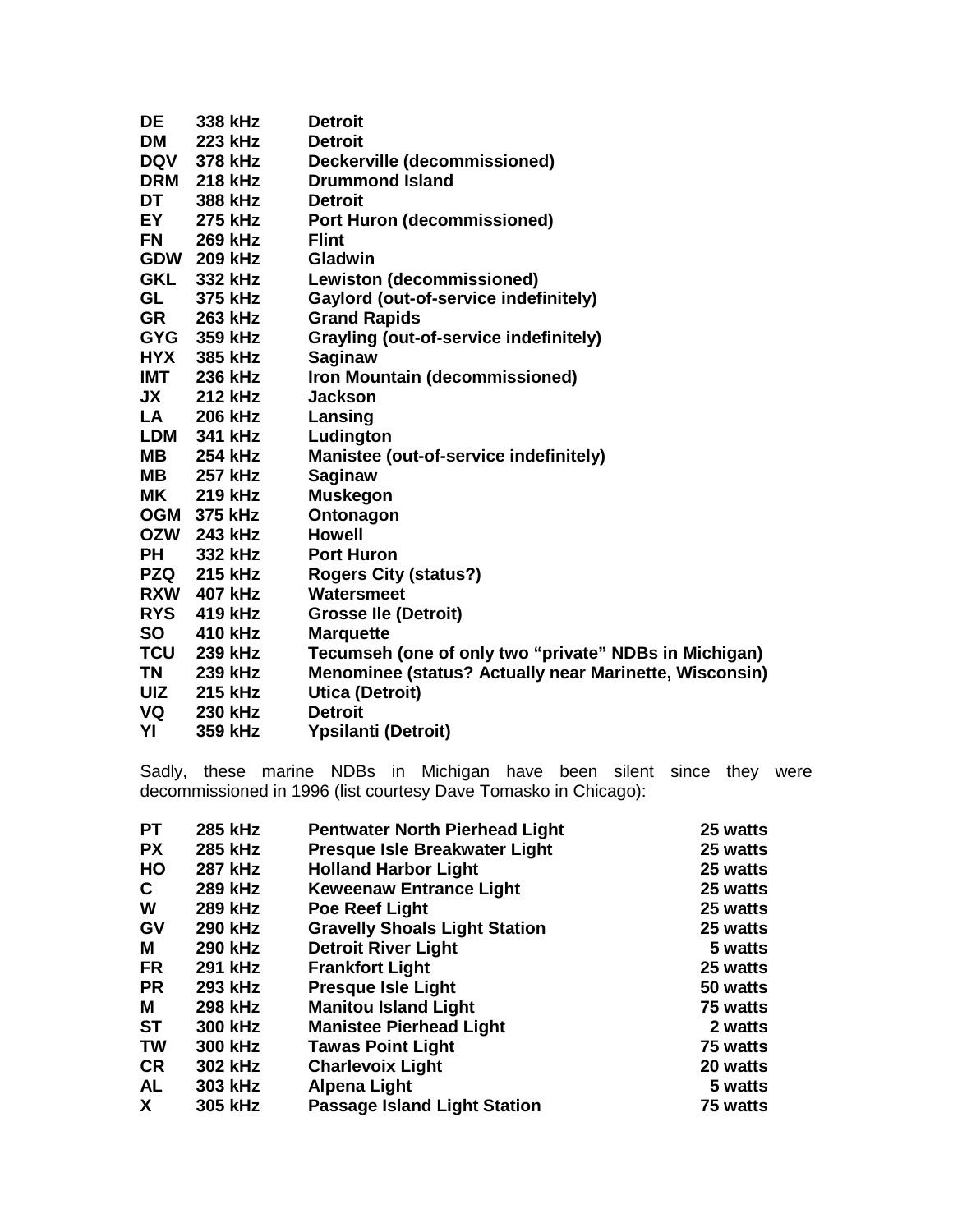| | | |
|---|---|---|
| **DE** | **338 kHz** | **Detroit** |
| **DM** | **223 kHz** | **Detroit** |
| **DQV** | **378 kHz** | **Deckerville (decommissioned)** |
| **DRM** | **218 kHz** | **Drummond Island** |
| **DT** | **388 kHz** | **Detroit** |
| **EY** | **275 kHz** | **Port Huron (decommissioned)** |
| **FN** | **269 kHz** | **Flint** |
| **GDW** | **209 kHz** | **Gladwin** |
| **GKL** | **332 kHz** | **Lewiston (decommissioned)** |
| **GL** | **375 kHz** | **Gaylord (out-of-service indefinitely)** |
| **GR** | **263 kHz** | **Grand Rapids** |
| **GYG** | **359 kHz** | **Grayling (out-of-service indefinitely)** |
| **HYX** | **385 kHz** | **Saginaw** |
| **IMT** | **236 kHz** | **Iron Mountain (decommissioned)** |
| **JX** | **212 kHz** | **Jackson** |
| **LA** | **206 kHz** | **Lansing** |
| **LDM** | **341 kHz** | **Ludington** |
| **MB** | **254 kHz** | **Manistee (out-of-service indefinitely)** |
| **MB** | **257 kHz** | **Saginaw** |
| **MK** | **219 kHz** | **Muskegon** |
| **OGM** | **375 kHz** | **Ontonagon** |
| **OZW** | **243 kHz** | **Howell** |
| **PH** | **332 kHz** | **Port Huron** |
| **PZQ** | **215 kHz** | **Rogers City (status?)** |
| **RXW** | **407 kHz** | **Watersmeet** |
| **RYS** | **419 kHz** | **Grosse Ile (Detroit)** |
| **SO** | **410 kHz** | **Marquette** |
| **TCU** | **239 kHz** | **Tecumseh (one of only two “private” NDBs in Michigan)** |
| **TN** | **239 kHz** | **Menominee (status? Actually near Marinette, Wisconsin)** |
| **UIZ** | **215 kHz** | **Utica (Detroit)** |
| **VQ** | **230 kHz** | **Detroit** |
| **YI** | **359 kHz** | **Ypsilanti (Detroit)** |

Sadly, these marine NDBs in Michigan have been silent since they were decommissioned in 1996 (list courtesy Dave Tomasko in Chicago):

| | | | |
|---|---|---|---|
| **PT** | **285 kHz** | **Pentwater North Pierhead Light** | **25 watts** |
| **PX** | **285 kHz** | **Presque Isle Breakwater Light** | **25 watts** |
| **HO** | **287 kHz** | **Holland Harbor Light** | **25 watts** |
| **C** | **289 kHz** | **Keweenaw Entrance Light** | **25 watts** |
| **W** | **289 kHz** | **Poe Reef Light** | **25 watts** |
| **GV** | **290 kHz** | **Gravelly Shoals Light Station** | **25 watts** |
| **M** | **290 kHz** | **Detroit River Light** | **5 watts** |
| **FR** | **291 kHz** | **Frankfort Light** | **25 watts** |
| **PR** | **293 kHz** | **Presque Isle Light** | **50 watts** |
| **M** | **298 kHz** | **Manitou Island Light** | **75 watts** |
| **ST** | **300 kHz** | **Manistee Pierhead Light** | **2 watts** |
| **TW** | **300 kHz** | **Tawas Point Light** | **75 watts** |
| **CR** | **302 kHz** | **Charlevoix Light** | **20 watts** |
| **AL** | **303 kHz** | **Alpena Light** | **5 watts** |
| **X** | **305 kHz** | **Passage Island Light Station** | **75 watts** |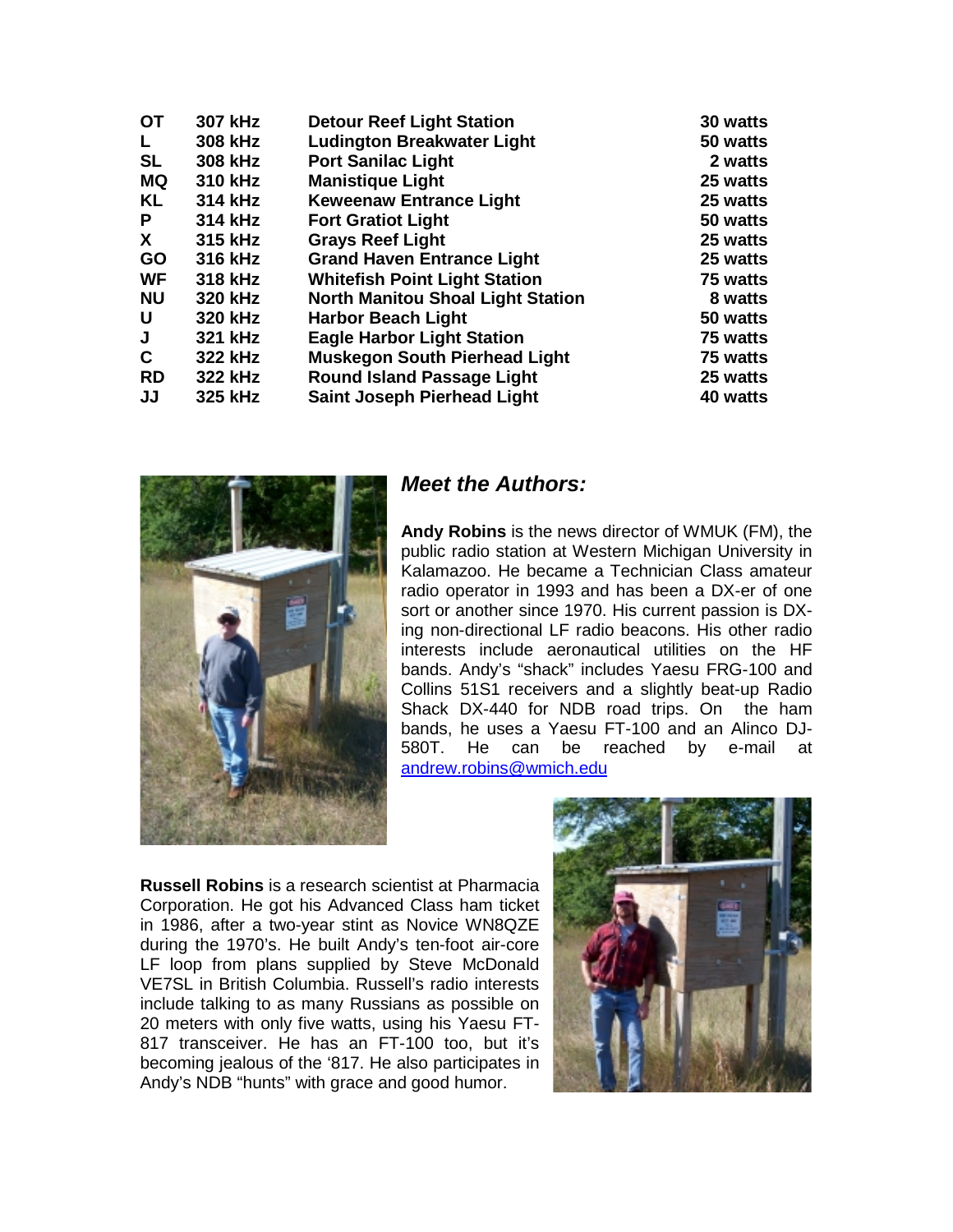| | | | |
|---|---|---|---|
| OT | 307 kHz | Detour Reef Light Station | 30 watts |
| L | 308 kHz | Ludington Breakwater Light | 50 watts |
| SL | 308 kHz | Port Sanilac Light | 2 watts |
| MQ | 310 kHz | Manistique Light | 25 watts |
| KL | 314 kHz | Keweenaw Entrance Light | 25 watts |
| P | 314 kHz | Fort Gratiot Light | 50 watts |
| X | 315 kHz | Grays Reef Light | 25 watts |
| GO | 316 kHz | Grand Haven Entrance Light | 25 watts |
| WF | 318 kHz | Whitefish Point Light Station | 75 watts |
| NU | 320 kHz | North Manitou Shoal Light Station | 8 watts |
| U | 320 kHz | Harbor Beach Light | 50 watts |
| J | 321 kHz | Eagle Harbor Light Station | 75 watts |
| C | 322 kHz | Muskegon South Pierhead Light | 75 watts |
| RD | 322 kHz | Round Island Passage Light | 25 watts |
| JJ | 325 kHz | Saint Joseph Pierhead Light | 40 watts |

## *Meet the Authors:*

**Andy Robins** is the news director of WMUK (FM), the public radio station at Western Michigan University in Kalamazoo. He became a Technician Class amateur radio operator in 1993 and has been a DX-er of one sort or another since 1970. His current passion is DX-ing non-directional LF radio beacons. His other radio interests include aeronautical utilities on the HF bands. Andy's "shack" includes Yaesu FRG-100 and Collins 51S1 receivers and a slightly beat-up Radio Shack DX-440 for NDB road trips. On the ham bands, he uses a Yaesu FT-100 and an Alinco DJ-580T. He can be reached by e-mail at andrew.robins@wmich.edu

**Russell Robins** is a research scientist at Pharmacia Corporation. He got his Advanced Class ham ticket in 1986, after a two-year stint as Novice WN8QZE during the 1970's. He built Andy's ten-foot air-core LF loop from plans supplied by Steve McDonald VE7SL in British Columbia. Russell's radio interests include talking to as many Russians as possible on 20 meters with only five watts, using his Yaesu FT-817 transceiver. He has an FT-100 too, but it's becoming jealous of the '817. He also participates in Andy's NDB "hunts" with grace and good humor.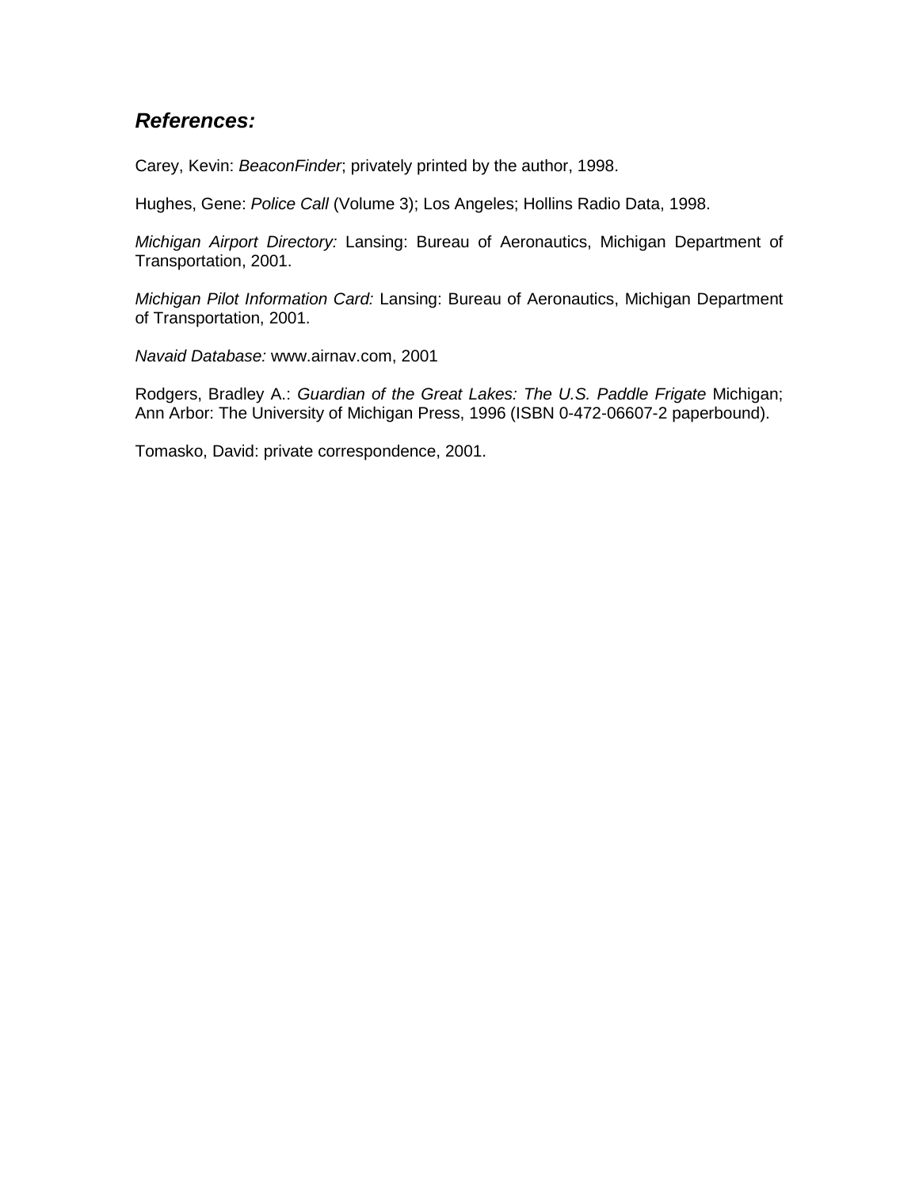## ***References:***

Carey, Kevin: *BeaconFinder*; privately printed by the author, 1998.

Hughes, Gene: *Police Call* (Volume 3); Los Angeles; Hollins Radio Data, 1998.

*Michigan Airport Directory:* Lansing: Bureau of Aeronautics, Michigan Department of Transportation, 2001.

*Michigan Pilot Information Card:* Lansing: Bureau of Aeronautics, Michigan Department of Transportation, 2001.

*Navaid Database:* www.airnav.com, 2001

Rodgers, Bradley A.: *Guardian of the Great Lakes: The U.S. Paddle Frigate* Michigan; Ann Arbor: The University of Michigan Press, 1996 (ISBN 0-472-06607-2 paperbound).

Tomasko, David: private correspondence, 2001.